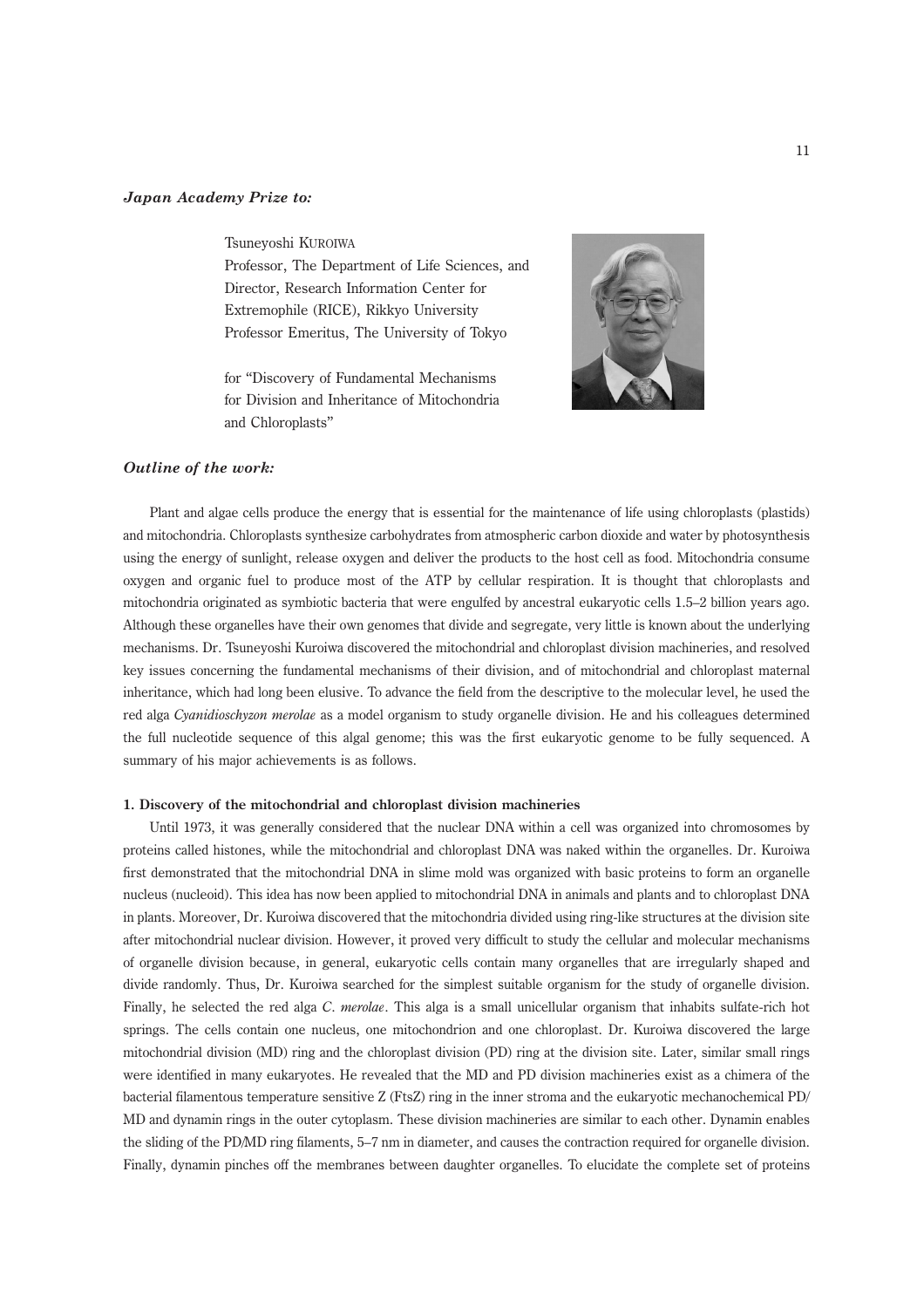***Japan Academy Prize to:***

Tsuneyoshi KUROIWA
Professor, The Department of Life Sciences, and
Director, Research Information Center for
Extremophile (RICE), Rikkyo University
Professor Emeritus, The University of Tokyo

for "Discovery of Fundamental Mechanisms
for Division and Inheritance of Mitochondria
and Chloroplasts"

***Outline of the work:***

Plant and algae cells produce the energy that is essential for the maintenance of life using chloroplasts (plastids) and mitochondria. Chloroplasts synthesize carbohydrates from atmospheric carbon dioxide and water by photosynthesis using the energy of sunlight, release oxygen and deliver the products to the host cell as food. Mitochondria consume oxygen and organic fuel to produce most of the ATP by cellular respiration. It is thought that chloroplasts and mitochondria originated as symbiotic bacteria that were engulfed by ancestral eukaryotic cells 1.5–2 billion years ago. Although these organelles have their own genomes that divide and segregate, very little is known about the underlying mechanisms. Dr. Tsuneyoshi Kuroiwa discovered the mitochondrial and chloroplast division machineries, and resolved key issues concerning the fundamental mechanisms of their division, and of mitochondrial and chloroplast maternal inheritance, which had long been elusive. To advance the field from the descriptive to the molecular level, he used the red alga *Cyanidioschyzon merolae* as a model organism to study organelle division. He and his colleagues determined the full nucleotide sequence of this algal genome; this was the first eukaryotic genome to be fully sequenced. A summary of his major achievements is as follows.

**1. Discovery of the mitochondrial and chloroplast division machineries**

Until 1973, it was generally considered that the nuclear DNA within a cell was organized into chromosomes by proteins called histones, while the mitochondrial and chloroplast DNA was naked within the organelles. Dr. Kuroiwa first demonstrated that the mitochondrial DNA in slime mold was organized with basic proteins to form an organelle nucleus (nucleoid). This idea has now been applied to mitochondrial DNA in animals and plants and to chloroplast DNA in plants. Moreover, Dr. Kuroiwa discovered that the mitochondria divided using ring-like structures at the division site after mitochondrial nuclear division. However, it proved very difficult to study the cellular and molecular mechanisms of organelle division because, in general, eukaryotic cells contain many organelles that are irregularly shaped and divide randomly. Thus, Dr. Kuroiwa searched for the simplest suitable organism for the study of organelle division. Finally, he selected the red alga *C. merolae*. This alga is a small unicellular organism that inhabits sulfate-rich hot springs. The cells contain one nucleus, one mitochondrion and one chloroplast. Dr. Kuroiwa discovered the large mitochondrial division (MD) ring and the chloroplast division (PD) ring at the division site. Later, similar small rings were identified in many eukaryotes. He revealed that the MD and PD division machineries exist as a chimera of the bacterial filamentous temperature sensitive Z (FtsZ) ring in the inner stroma and the eukaryotic mechanochemical PD/MD and dynamin rings in the outer cytoplasm. These division machineries are similar to each other. Dynamin enables the sliding of the PD/MD ring filaments, 5–7 nm in diameter, and causes the contraction required for organelle division. Finally, dynamin pinches off the membranes between daughter organelles. To elucidate the complete set of proteins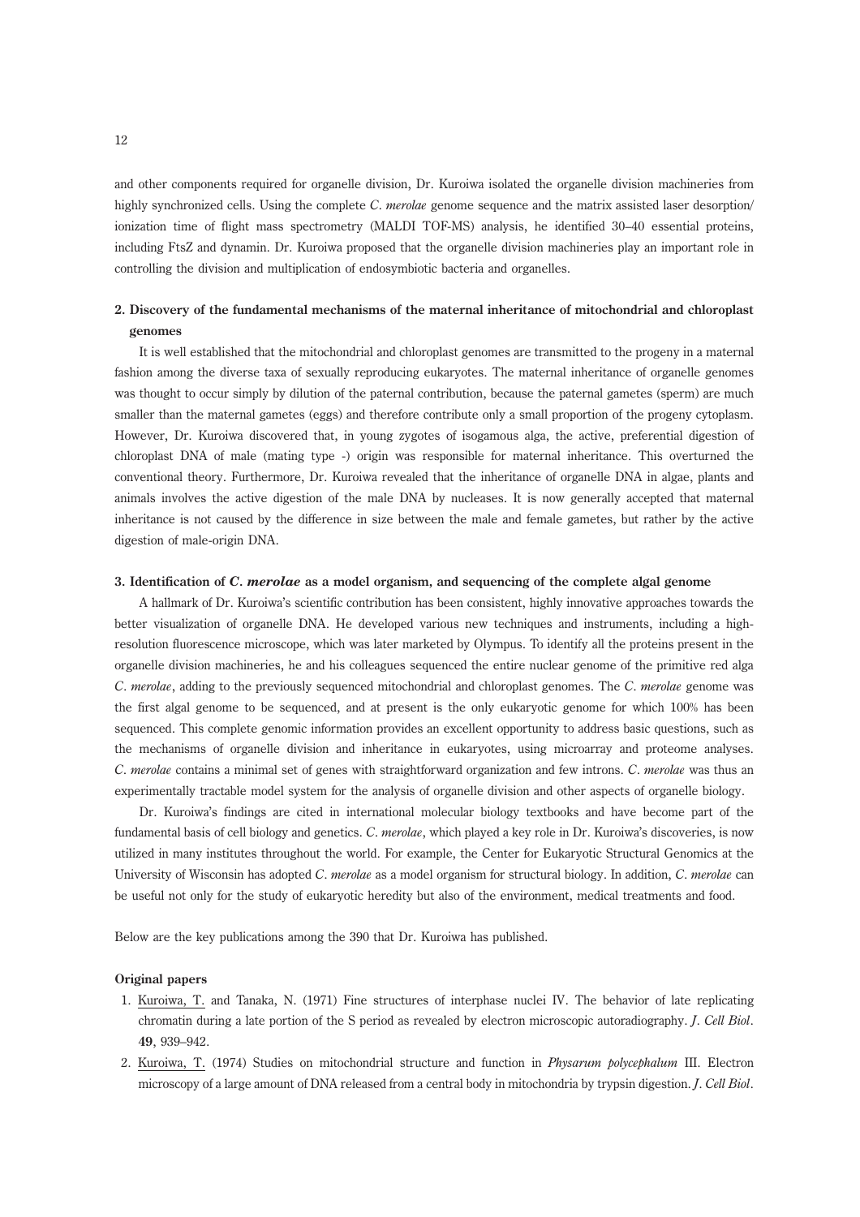and other components required for organelle division, Dr. Kuroiwa isolated the organelle division machineries from highly synchronized cells. Using the complete *C. merolae* genome sequence and the matrix assisted laser desorption/ionization time of flight mass spectrometry (MALDI TOF-MS) analysis, he identified 30–40 essential proteins, including FtsZ and dynamin. Dr. Kuroiwa proposed that the organelle division machineries play an important role in controlling the division and multiplication of endosymbiotic bacteria and organelles.

**2. Discovery of the fundamental mechanisms of the maternal inheritance of mitochondrial and chloroplast genomes**

It is well established that the mitochondrial and chloroplast genomes are transmitted to the progeny in a maternal fashion among the diverse taxa of sexually reproducing eukaryotes. The maternal inheritance of organelle genomes was thought to occur simply by dilution of the paternal contribution, because the paternal gametes (sperm) are much smaller than the maternal gametes (eggs) and therefore contribute only a small proportion of the progeny cytoplasm. However, Dr. Kuroiwa discovered that, in young zygotes of isogamous alga, the active, preferential digestion of chloroplast DNA of male (mating type -) origin was responsible for maternal inheritance. This overturned the conventional theory. Furthermore, Dr. Kuroiwa revealed that the inheritance of organelle DNA in algae, plants and animals involves the active digestion of the male DNA by nucleases. It is now generally accepted that maternal inheritance is not caused by the difference in size between the male and female gametes, but rather by the active digestion of male-origin DNA.

**3. Identification of *C. merolae* as a model organism, and sequencing of the complete algal genome**

A hallmark of Dr. Kuroiwa's scientific contribution has been consistent, highly innovative approaches towards the better visualization of organelle DNA. He developed various new techniques and instruments, including a high-resolution fluorescence microscope, which was later marketed by Olympus. To identify all the proteins present in the organelle division machineries, he and his colleagues sequenced the entire nuclear genome of the primitive red alga *C. merolae*, adding to the previously sequenced mitochondrial and chloroplast genomes. The *C. merolae* genome was the first algal genome to be sequenced, and at present is the only eukaryotic genome for which 100% has been sequenced. This complete genomic information provides an excellent opportunity to address basic questions, such as the mechanisms of organelle division and inheritance in eukaryotes, using microarray and proteome analyses. *C. merolae* contains a minimal set of genes with straightforward organization and few introns. *C. merolae* was thus an experimentally tractable model system for the analysis of organelle division and other aspects of organelle biology.

Dr. Kuroiwa's findings are cited in international molecular biology textbooks and have become part of the fundamental basis of cell biology and genetics. *C. merolae*, which played a key role in Dr. Kuroiwa's discoveries, is now utilized in many institutes throughout the world. For example, the Center for Eukaryotic Structural Genomics at the University of Wisconsin has adopted *C. merolae* as a model organism for structural biology. In addition, *C. merolae* can be useful not only for the study of eukaryotic heredity but also of the environment, medical treatments and food.

Below are the key publications among the 390 that Dr. Kuroiwa has published.

**Original papers**

1. Kuroiwa, T. and Tanaka, N. (1971) Fine structures of interphase nuclei IV. The behavior of late replicating chromatin during a late portion of the S period as revealed by electron microscopic autoradiography. *J. Cell Biol.* **49**, 939–942.
2. Kuroiwa, T. (1974) Studies on mitochondrial structure and function in *Physarum polycephalum* III. Electron microscopy of a large amount of DNA released from a central body in mitochondria by trypsin digestion. *J. Cell Biol.*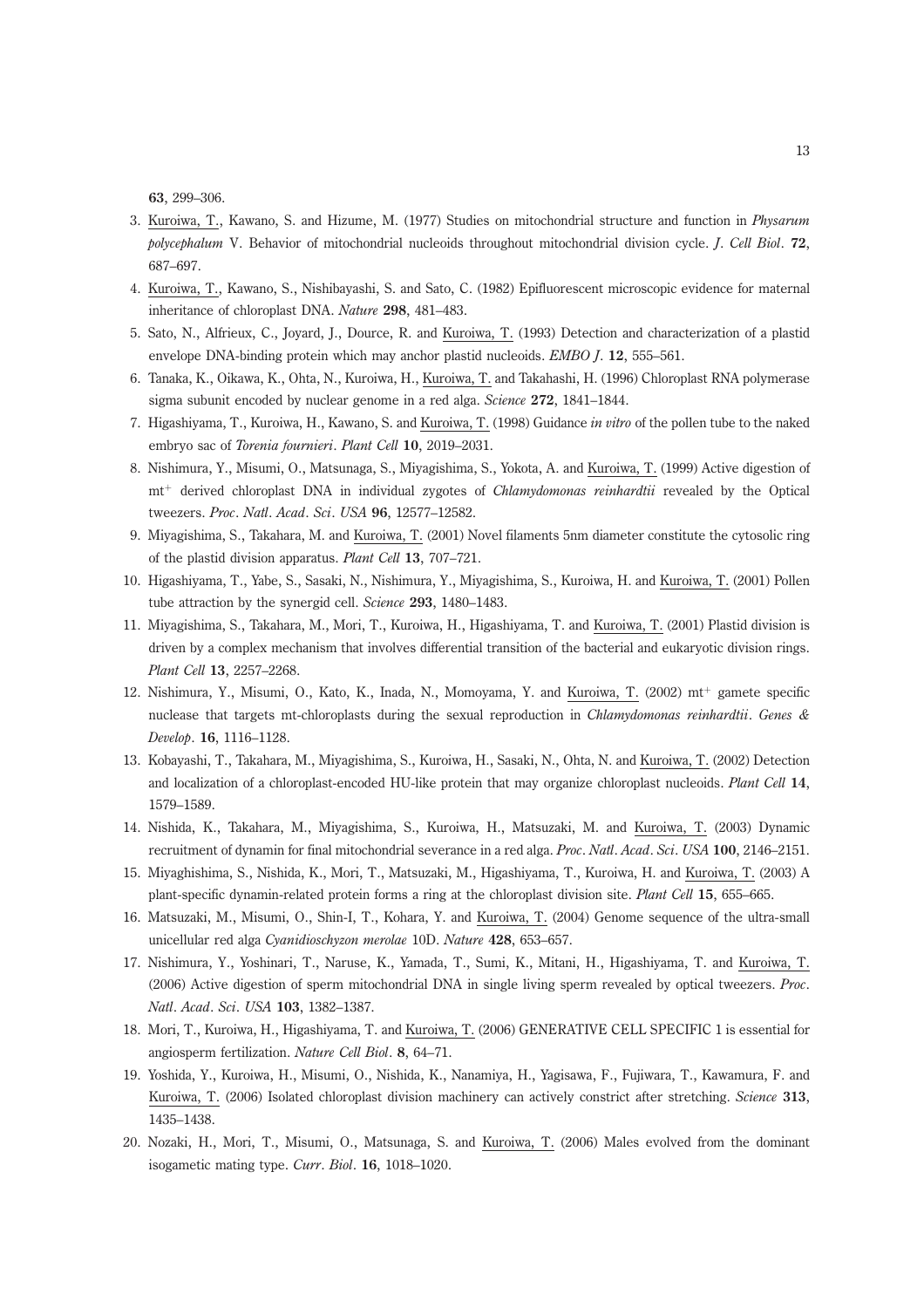**63**, 299–306.

3. Kuroiwa, T., Kawano, S. and Hizume, M. (1977) Studies on mitochondrial structure and function in *Physarum polycephalum* V. Behavior of mitochondrial nucleoids throughout mitochondrial division cycle. *J. Cell Biol.* **72**, 687–697.
4. Kuroiwa, T., Kawano, S., Nishibayashi, S. and Sato, C. (1982) Epifluorescent microscopic evidence for maternal inheritance of chloroplast DNA. *Nature* **298**, 481–483.
5. Sato, N., Alfrieux, C., Joyard, J., Dource, R. and Kuroiwa, T. (1993) Detection and characterization of a plastid envelope DNA-binding protein which may anchor plastid nucleoids. *EMBO J.* **12**, 555–561.
6. Tanaka, K., Oikawa, K., Ohta, N., Kuroiwa, H., Kuroiwa, T. and Takahashi, H. (1996) Chloroplast RNA polymerase sigma subunit encoded by nuclear genome in a red alga. *Science* **272**, 1841–1844.
7. Higashiyama, T., Kuroiwa, H., Kawano, S. and Kuroiwa, T. (1998) Guidance *in vitro* of the pollen tube to the naked embryo sac of *Torenia fournieri*. *Plant Cell* **10**, 2019–2031.
8. Nishimura, Y., Misumi, O., Matsunaga, S., Miyagishima, S., Yokota, A. and Kuroiwa, T. (1999) Active digestion of $mt^{+}$ derived chloroplast DNA in individual zygotes of *Chlamydomonas reinhardtii* revealed by the Optical tweezers. *Proc. Natl. Acad. Sci. USA* **96**, 12577–12582.
9. Miyagishima, S., Takahara, M. and Kuroiwa, T. (2001) Novel filaments 5nm diameter constitute the cytosolic ring of the plastid division apparatus. *Plant Cell* **13**, 707–721.
10. Higashiyama, T., Yabe, S., Sasaki, N., Nishimura, Y., Miyagishima, S., Kuroiwa, H. and Kuroiwa, T. (2001) Pollen tube attraction by the synergid cell. *Science* **293**, 1480–1483.
11. Miyagishima, S., Takahara, M., Mori, T., Kuroiwa, H., Higashiyama, T. and Kuroiwa, T. (2001) Plastid division is driven by a complex mechanism that involves differential transition of the bacterial and eukaryotic division rings. *Plant Cell* **13**, 2257–2268.
12. Nishimura, Y., Misumi, O., Kato, K., Inada, N., Momoyama, Y. and Kuroiwa, T. (2002) $mt^{+}$ gamete specific nuclease that targets mt-chloroplasts during the sexual reproduction in *Chlamydomonas reinhardtii*. *Genes & Develop.* **16**, 1116–1128.
13. Kobayashi, T., Takahara, M., Miyagishima, S., Kuroiwa, H., Sasaki, N., Ohta, N. and Kuroiwa, T. (2002) Detection and localization of a chloroplast-encoded HU-like protein that may organize chloroplast nucleoids. *Plant Cell* **14**, 1579–1589.
14. Nishida, K., Takahara, M., Miyagishima, S., Kuroiwa, H., Matsuzaki, M. and Kuroiwa, T. (2003) Dynamic recruitment of dynamin for final mitochondrial severance in a red alga. *Proc. Natl. Acad. Sci. USA* **100**, 2146–2151.
15. Miyaghishima, S., Nishida, K., Mori, T., Matsuzaki, M., Higashiyama, T., Kuroiwa, H. and Kuroiwa, T. (2003) A plant-specific dynamin-related protein forms a ring at the chloroplast division site. *Plant Cell* **15**, 655–665.
16. Matsuzaki, M., Misumi, O., Shin-I, T., Kohara, Y. and Kuroiwa, T. (2004) Genome sequence of the ultra-small unicellular red alga *Cyanidioschyzon merolae* 10D. *Nature* **428**, 653–657.
17. Nishimura, Y., Yoshinari, T., Naruse, K., Yamada, T., Sumi, K., Mitani, H., Higashiyama, T. and Kuroiwa, T. (2006) Active digestion of sperm mitochondrial DNA in single living sperm revealed by optical tweezers. *Proc. Natl. Acad. Sci. USA* **103**, 1382–1387.
18. Mori, T., Kuroiwa, H., Higashiyama, T. and Kuroiwa, T. (2006) GENERATIVE CELL SPECIFIC 1 is essential for angiosperm fertilization. *Nature Cell Biol.* **8**, 64–71.
19. Yoshida, Y., Kuroiwa, H., Misumi, O., Nishida, K., Nanamiya, H., Yagisawa, F., Fujiwara, T., Kawamura, F. and Kuroiwa, T. (2006) Isolated chloroplast division machinery can actively constrict after stretching. *Science* **313**, 1435–1438.
20. Nozaki, H., Mori, T., Misumi, O., Matsunaga, S. and Kuroiwa, T. (2006) Males evolved from the dominant isogametic mating type. *Curr. Biol.* **16**, 1018–1020.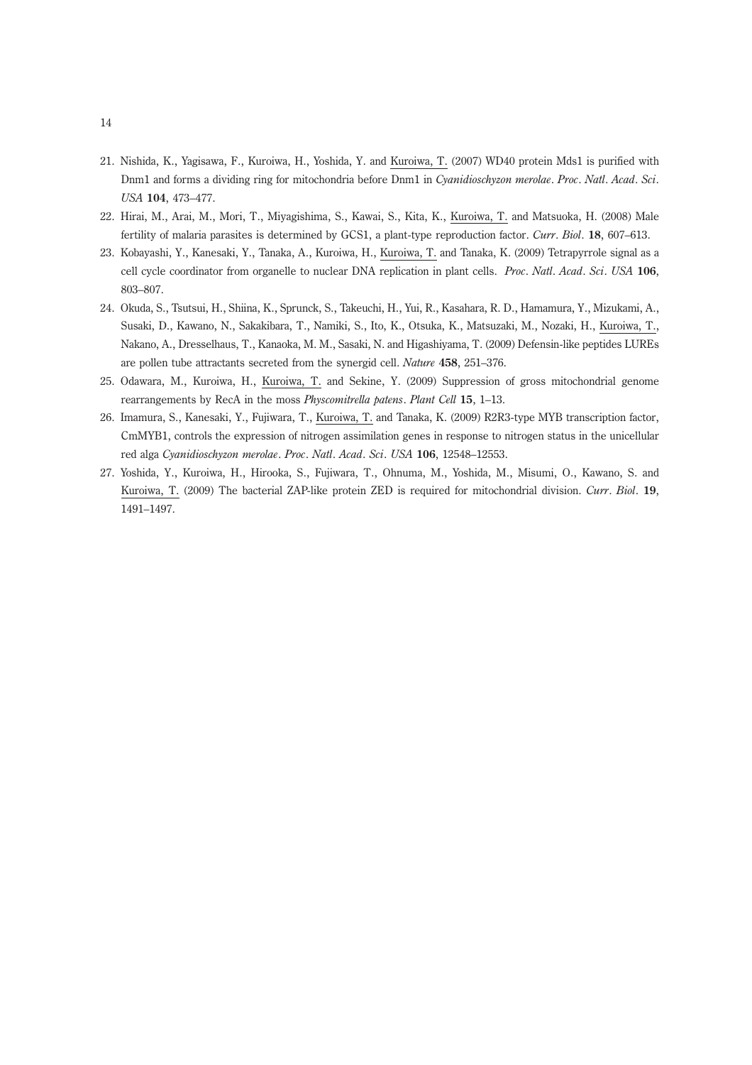21. Nishida, K., Yagisawa, F., Kuroiwa, H., Yoshida, Y. and Kuroiwa, T. (2007) WD40 protein Mds1 is purified with Dnm1 and forms a dividing ring for mitochondria before Dnm1 in *Cyanidioschyzon merolae*. *Proc. Natl. Acad. Sci. USA* **104**, 473–477.
22. Hirai, M., Arai, M., Mori, T., Miyagishima, S., Kawai, S., Kita, K., Kuroiwa, T. and Matsuoka, H. (2008) Male fertility of malaria parasites is determined by GCS1, a plant-type reproduction factor. *Curr. Biol.* **18**, 607–613.
23. Kobayashi, Y., Kanesaki, Y., Tanaka, A., Kuroiwa, H., Kuroiwa, T. and Tanaka, K. (2009) Tetrapyrrole signal as a cell cycle coordinator from organelle to nuclear DNA replication in plant cells. *Proc. Natl. Acad. Sci. USA* **106**, 803–807.
24. Okuda, S., Tsutsui, H., Shiina, K., Sprunck, S., Takeuchi, H., Yui, R., Kasahara, R. D., Hamamura, Y., Mizukami, A., Susaki, D., Kawano, N., Sakakibara, T., Namiki, S., Ito, K., Otsuka, K., Matsuzaki, M., Nozaki, H., Kuroiwa, T., Nakano, A., Dresselhaus, T., Kanaoka, M. M., Sasaki, N. and Higashiyama, T. (2009) Defensin-like peptides LUREs are pollen tube attractants secreted from the synergid cell. *Nature* **458**, 251–376.
25. Odawara, M., Kuroiwa, H., Kuroiwa, T. and Sekine, Y. (2009) Suppression of gross mitochondrial genome rearrangements by RecA in the moss *Physcomitrella patens*. *Plant Cell* **15**, 1–13.
26. Imamura, S., Kanesaki, Y., Fujiwara, T., Kuroiwa, T. and Tanaka, K. (2009) R2R3-type MYB transcription factor, CmMYB1, controls the expression of nitrogen assimilation genes in response to nitrogen status in the unicellular red alga *Cyanidioschyzon merolae*. *Proc. Natl. Acad. Sci. USA* **106**, 12548–12553.
27. Yoshida, Y., Kuroiwa, H., Hirooka, S., Fujiwara, T., Ohnuma, M., Yoshida, M., Misumi, O., Kawano, S. and Kuroiwa, T. (2009) The bacterial ZAP-like protein ZED is required for mitochondrial division. *Curr. Biol.* **19**, 1491–1497.